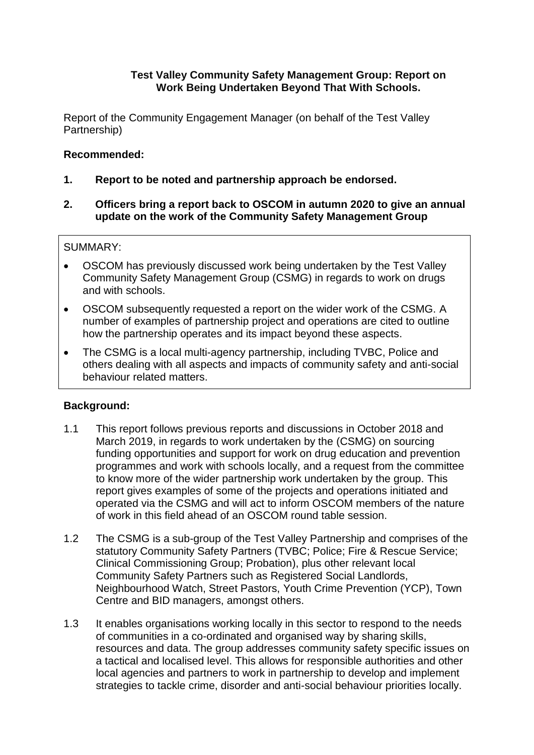**Test Valley Community Safety Management Group: Report on Work Being Undertaken Beyond That With Schools.**

Report of the Community Engagement Manager (on behalf of the Test Valley Partnership)

**Recommended:**

1. **Report to be noted and partnership approach be endorsed.**

2. **Officers bring a report back to OSCOM in autumn 2020 to give an annual update on the work of the Community Safety Management Group**

SUMMARY:

- OSCOM has previously discussed work being undertaken by the Test Valley Community Safety Management Group (CSMG) in regards to work on drugs and with schools.
- OSCOM subsequently requested a report on the wider work of the CSMG. A number of examples of partnership project and operations are cited to outline how the partnership operates and its impact beyond these aspects.
- The CSMG is a local multi-agency partnership, including TVBC, Police and others dealing with all aspects and impacts of community safety and anti-social behaviour related matters.

**Background:**

1.1 This report follows previous reports and discussions in October 2018 and March 2019, in regards to work undertaken by the (CSMG) on sourcing funding opportunities and support for work on drug education and prevention programmes and work with schools locally, and a request from the committee to know more of the wider partnership work undertaken by the group. This report gives examples of some of the projects and operations initiated and operated via the CSMG and will act to inform OSCOM members of the nature of work in this field ahead of an OSCOM round table session.

1.2 The CSMG is a sub-group of the Test Valley Partnership and comprises of the statutory Community Safety Partners (TVBC; Police; Fire & Rescue Service; Clinical Commissioning Group; Probation), plus other relevant local Community Safety Partners such as Registered Social Landlords, Neighbourhood Watch, Street Pastors, Youth Crime Prevention (YCP), Town Centre and BID managers, amongst others.

1.3 It enables organisations working locally in this sector to respond to the needs of communities in a co-ordinated and organised way by sharing skills, resources and data. The group addresses community safety specific issues on a tactical and localised level. This allows for responsible authorities and other local agencies and partners to work in partnership to develop and implement strategies to tackle crime, disorder and anti-social behaviour priorities locally.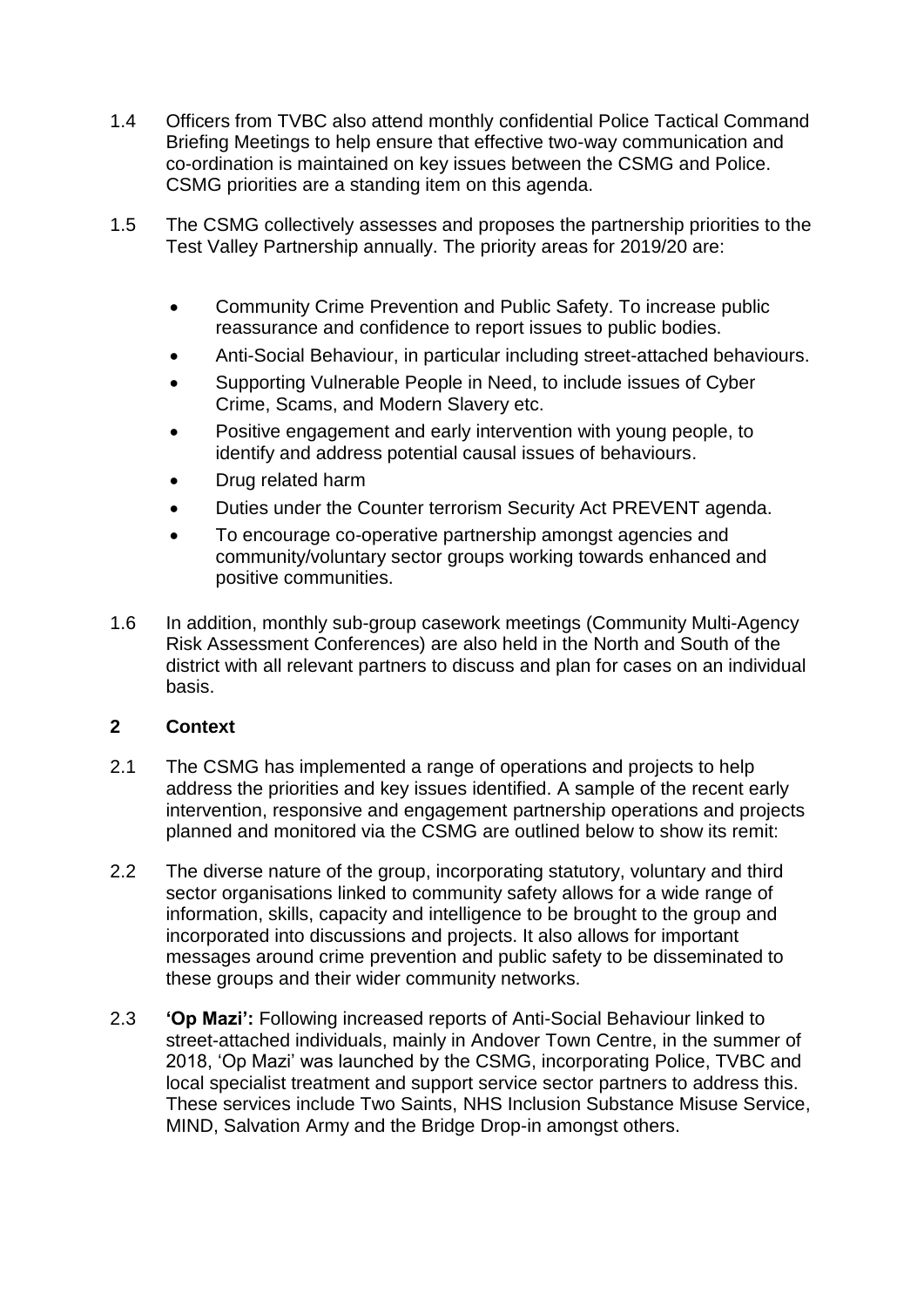1.4 Officers from TVBC also attend monthly confidential Police Tactical Command Briefing Meetings to help ensure that effective two-way communication and co-ordination is maintained on key issues between the CSMG and Police. CSMG priorities are a standing item on this agenda.

1.5 The CSMG collectively assesses and proposes the partnership priorities to the Test Valley Partnership annually. The priority areas for 2019/20 are:

- Community Crime Prevention and Public Safety. To increase public reassurance and confidence to report issues to public bodies.
- Anti-Social Behaviour, in particular including street-attached behaviours.
- Supporting Vulnerable People in Need, to include issues of Cyber Crime, Scams, and Modern Slavery etc.
- Positive engagement and early intervention with young people, to identify and address potential causal issues of behaviours.
- Drug related harm
- Duties under the Counter terrorism Security Act PREVENT agenda.
- To encourage co-operative partnership amongst agencies and community/voluntary sector groups working towards enhanced and positive communities.

1.6 In addition, monthly sub-group casework meetings (Community Multi-Agency Risk Assessment Conferences) are also held in the North and South of the district with all relevant partners to discuss and plan for cases on an individual basis.

## 2 Context

2.1 The CSMG has implemented a range of operations and projects to help address the priorities and key issues identified. A sample of the recent early intervention, responsive and engagement partnership operations and projects planned and monitored via the CSMG are outlined below to show its remit:

2.2 The diverse nature of the group, incorporating statutory, voluntary and third sector organisations linked to community safety allows for a wide range of information, skills, capacity and intelligence to be brought to the group and incorporated into discussions and projects. It also allows for important messages around crime prevention and public safety to be disseminated to these groups and their wider community networks.

2.3 **'Op Mazi':** Following increased reports of Anti-Social Behaviour linked to street-attached individuals, mainly in Andover Town Centre, in the summer of 2018, 'Op Mazi' was launched by the CSMG, incorporating Police, TVBC and local specialist treatment and support service sector partners to address this. These services include Two Saints, NHS Inclusion Substance Misuse Service, MIND, Salvation Army and the Bridge Drop-in amongst others.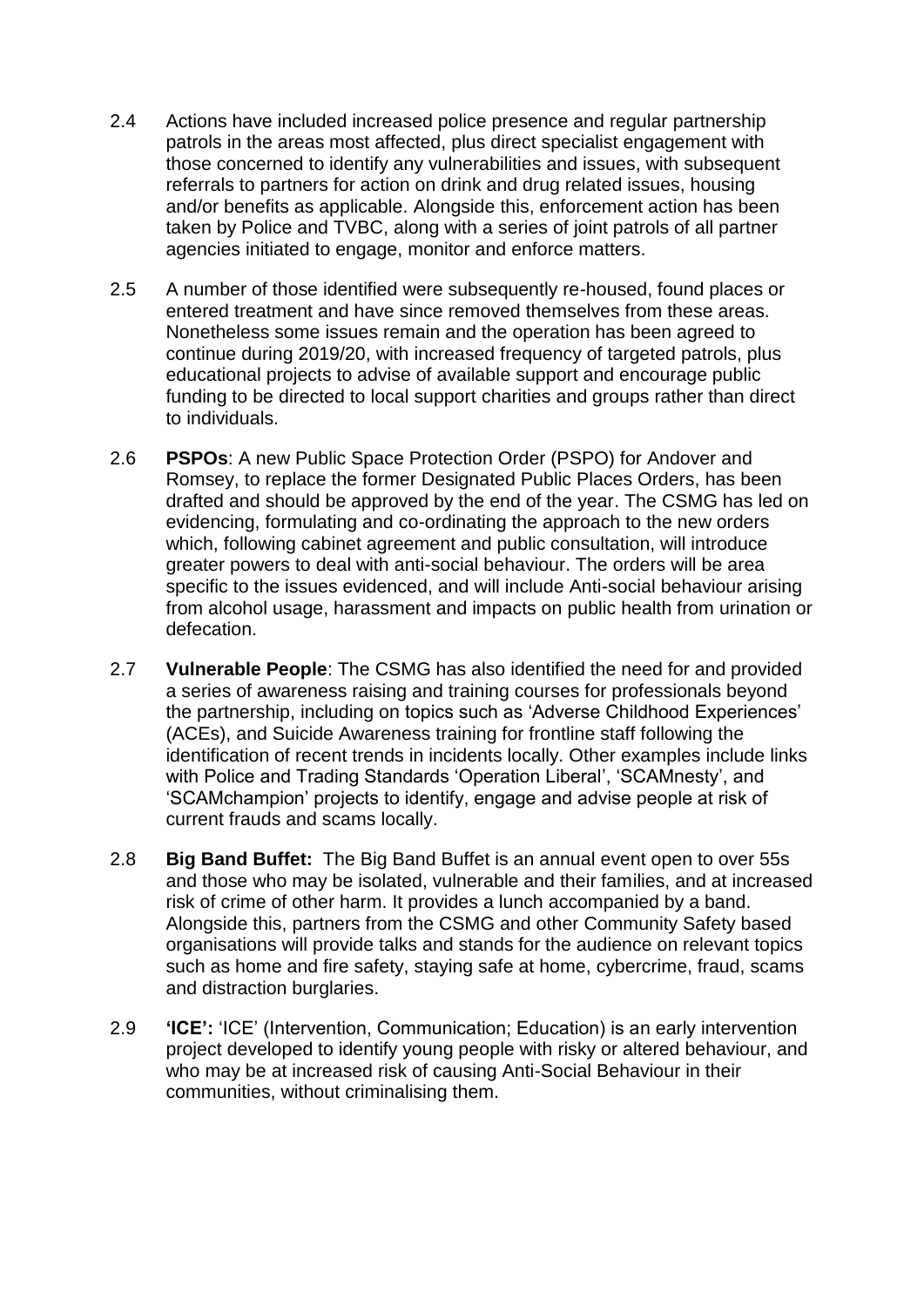2.4 Actions have included increased police presence and regular partnership patrols in the areas most affected, plus direct specialist engagement with those concerned to identify any vulnerabilities and issues, with subsequent referrals to partners for action on drink and drug related issues, housing and/or benefits as applicable. Alongside this, enforcement action has been taken by Police and TVBC, along with a series of joint patrols of all partner agencies initiated to engage, monitor and enforce matters.

2.5 A number of those identified were subsequently re-housed, found places or entered treatment and have since removed themselves from these areas. Nonetheless some issues remain and the operation has been agreed to continue during 2019/20, with increased frequency of targeted patrols, plus educational projects to advise of available support and encourage public funding to be directed to local support charities and groups rather than direct to individuals.

2.6 **PSPOs**: A new Public Space Protection Order (PSPO) for Andover and Romsey, to replace the former Designated Public Places Orders, has been drafted and should be approved by the end of the year. The CSMG has led on evidencing, formulating and co-ordinating the approach to the new orders which, following cabinet agreement and public consultation, will introduce greater powers to deal with anti-social behaviour. The orders will be area specific to the issues evidenced, and will include Anti-social behaviour arising from alcohol usage, harassment and impacts on public health from urination or defecation.

2.7 **Vulnerable People**: The CSMG has also identified the need for and provided a series of awareness raising and training courses for professionals beyond the partnership, including on topics such as 'Adverse Childhood Experiences' (ACEs), and Suicide Awareness training for frontline staff following the identification of recent trends in incidents locally. Other examples include links with Police and Trading Standards 'Operation Liberal', 'SCAMnesty', and 'SCAMchampion' projects to identify, engage and advise people at risk of current frauds and scams locally.

2.8 **Big Band Buffet:** The Big Band Buffet is an annual event open to over 55s and those who may be isolated, vulnerable and their families, and at increased risk of crime of other harm. It provides a lunch accompanied by a band. Alongside this, partners from the CSMG and other Community Safety based organisations will provide talks and stands for the audience on relevant topics such as home and fire safety, staying safe at home, cybercrime, fraud, scams and distraction burglaries.

2.9 **'ICE':** 'ICE' (Intervention, Communication; Education) is an early intervention project developed to identify young people with risky or altered behaviour, and who may be at increased risk of causing Anti-Social Behaviour in their communities, without criminalising them.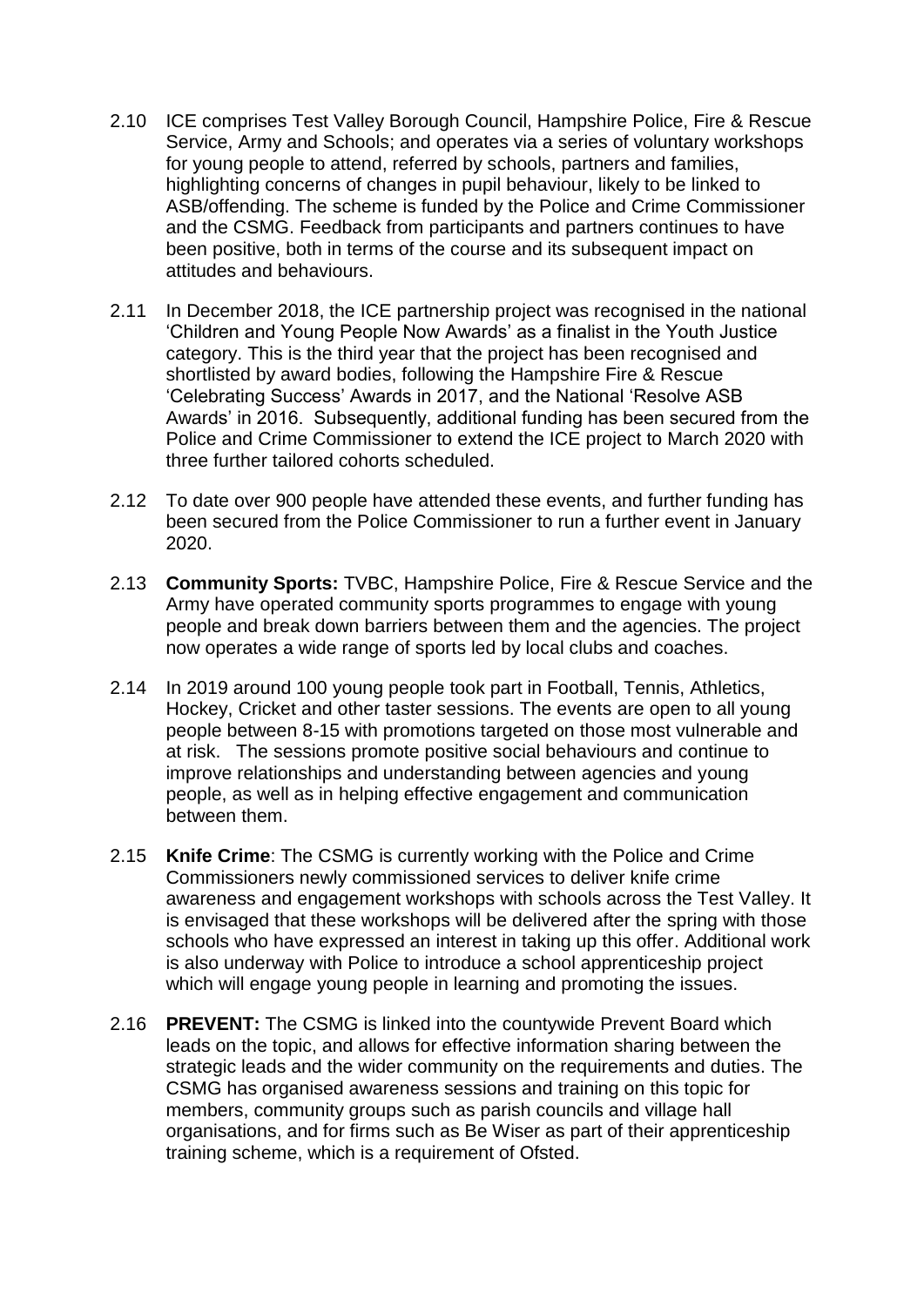2.10 ICE comprises Test Valley Borough Council, Hampshire Police, Fire & Rescue Service, Army and Schools; and operates via a series of voluntary workshops for young people to attend, referred by schools, partners and families, highlighting concerns of changes in pupil behaviour, likely to be linked to ASB/offending. The scheme is funded by the Police and Crime Commissioner and the CSMG. Feedback from participants and partners continues to have been positive, both in terms of the course and its subsequent impact on attitudes and behaviours.

2.11 In December 2018, the ICE partnership project was recognised in the national 'Children and Young People Now Awards' as a finalist in the Youth Justice category. This is the third year that the project has been recognised and shortlisted by award bodies, following the Hampshire Fire & Rescue 'Celebrating Success' Awards in 2017, and the National 'Resolve ASB Awards' in 2016. Subsequently, additional funding has been secured from the Police and Crime Commissioner to extend the ICE project to March 2020 with three further tailored cohorts scheduled.

2.12 To date over 900 people have attended these events, and further funding has been secured from the Police Commissioner to run a further event in January 2020.

2.13 **Community Sports:** TVBC, Hampshire Police, Fire & Rescue Service and the Army have operated community sports programmes to engage with young people and break down barriers between them and the agencies. The project now operates a wide range of sports led by local clubs and coaches.

2.14 In 2019 around 100 young people took part in Football, Tennis, Athletics, Hockey, Cricket and other taster sessions. The events are open to all young people between 8-15 with promotions targeted on those most vulnerable and at risk. The sessions promote positive social behaviours and continue to improve relationships and understanding between agencies and young people, as well as in helping effective engagement and communication between them.

2.15 **Knife Crime**: The CSMG is currently working with the Police and Crime Commissioners newly commissioned services to deliver knife crime awareness and engagement workshops with schools across the Test Valley. It is envisaged that these workshops will be delivered after the spring with those schools who have expressed an interest in taking up this offer. Additional work is also underway with Police to introduce a school apprenticeship project which will engage young people in learning and promoting the issues.

2.16 **PREVENT:** The CSMG is linked into the countywide Prevent Board which leads on the topic, and allows for effective information sharing between the strategic leads and the wider community on the requirements and duties. The CSMG has organised awareness sessions and training on this topic for members, community groups such as parish councils and village hall organisations, and for firms such as Be Wiser as part of their apprenticeship training scheme, which is a requirement of Ofsted.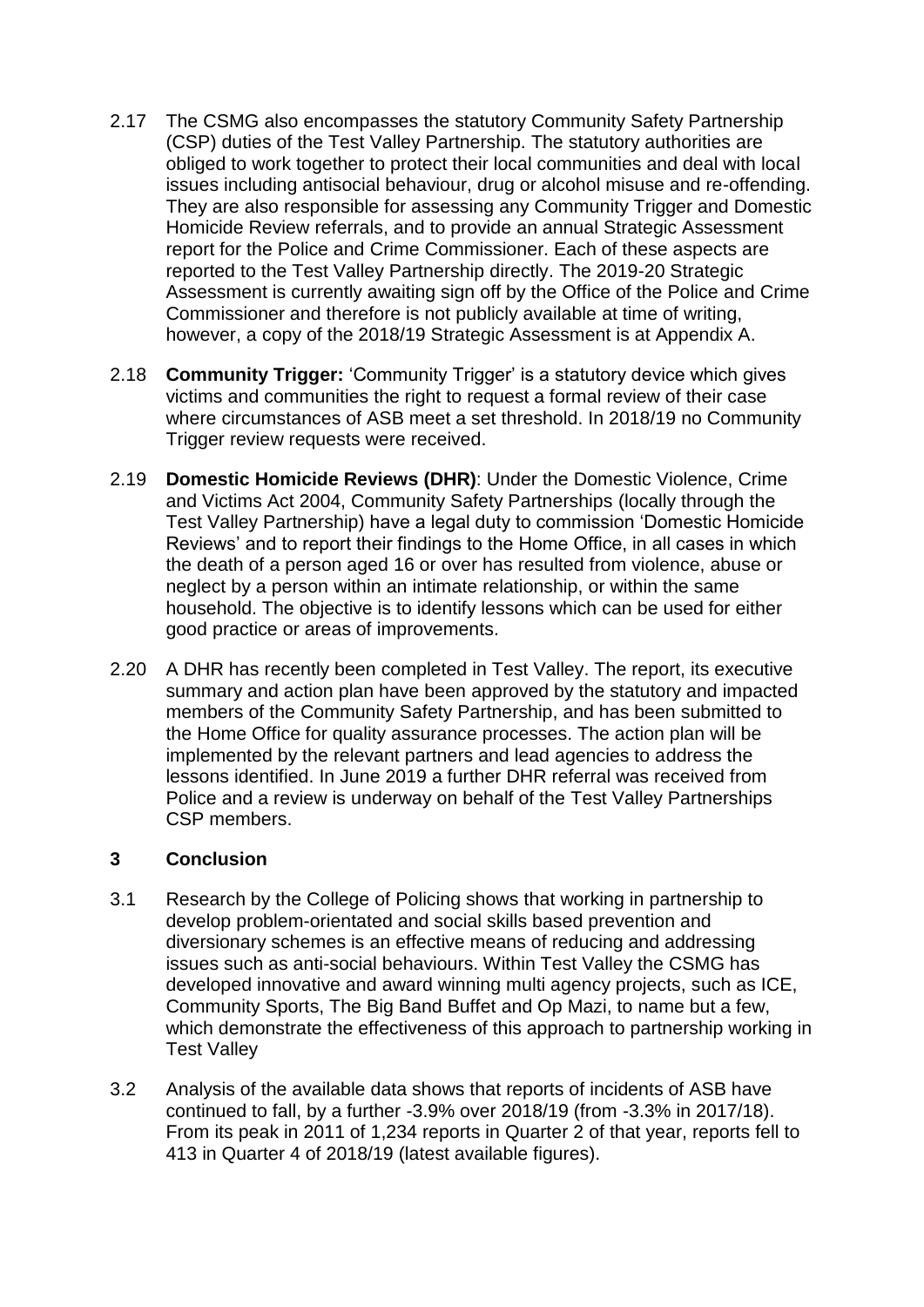2.17 The CSMG also encompasses the statutory Community Safety Partnership (CSP) duties of the Test Valley Partnership. The statutory authorities are obliged to work together to protect their local communities and deal with local issues including antisocial behaviour, drug or alcohol misuse and re-offending. They are also responsible for assessing any Community Trigger and Domestic Homicide Review referrals, and to provide an annual Strategic Assessment report for the Police and Crime Commissioner. Each of these aspects are reported to the Test Valley Partnership directly. The 2019-20 Strategic Assessment is currently awaiting sign off by the Office of the Police and Crime Commissioner and therefore is not publicly available at time of writing, however, a copy of the 2018/19 Strategic Assessment is at Appendix A.

2.18 **Community Trigger:** 'Community Trigger' is a statutory device which gives victims and communities the right to request a formal review of their case where circumstances of ASB meet a set threshold. In 2018/19 no Community Trigger review requests were received.

2.19 **Domestic Homicide Reviews (DHR)**: Under the Domestic Violence, Crime and Victims Act 2004, Community Safety Partnerships (locally through the Test Valley Partnership) have a legal duty to commission 'Domestic Homicide Reviews' and to report their findings to the Home Office, in all cases in which the death of a person aged 16 or over has resulted from violence, abuse or neglect by a person within an intimate relationship, or within the same household. The objective is to identify lessons which can be used for either good practice or areas of improvements.

2.20 A DHR has recently been completed in Test Valley. The report, its executive summary and action plan have been approved by the statutory and impacted members of the Community Safety Partnership, and has been submitted to the Home Office for quality assurance processes. The action plan will be implemented by the relevant partners and lead agencies to address the lessons identified. In June 2019 a further DHR referral was received from Police and a review is underway on behalf of the Test Valley Partnerships CSP members.

## 3 Conclusion

3.1 Research by the College of Policing shows that working in partnership to develop problem-orientated and social skills based prevention and diversionary schemes is an effective means of reducing and addressing issues such as anti-social behaviours. Within Test Valley the CSMG has developed innovative and award winning multi agency projects, such as ICE, Community Sports, The Big Band Buffet and Op Mazi, to name but a few, which demonstrate the effectiveness of this approach to partnership working in Test Valley

3.2 Analysis of the available data shows that reports of incidents of ASB have continued to fall, by a further -3.9% over 2018/19 (from -3.3% in 2017/18). From its peak in 2011 of 1,234 reports in Quarter 2 of that year, reports fell to 413 in Quarter 4 of 2018/19 (latest available figures).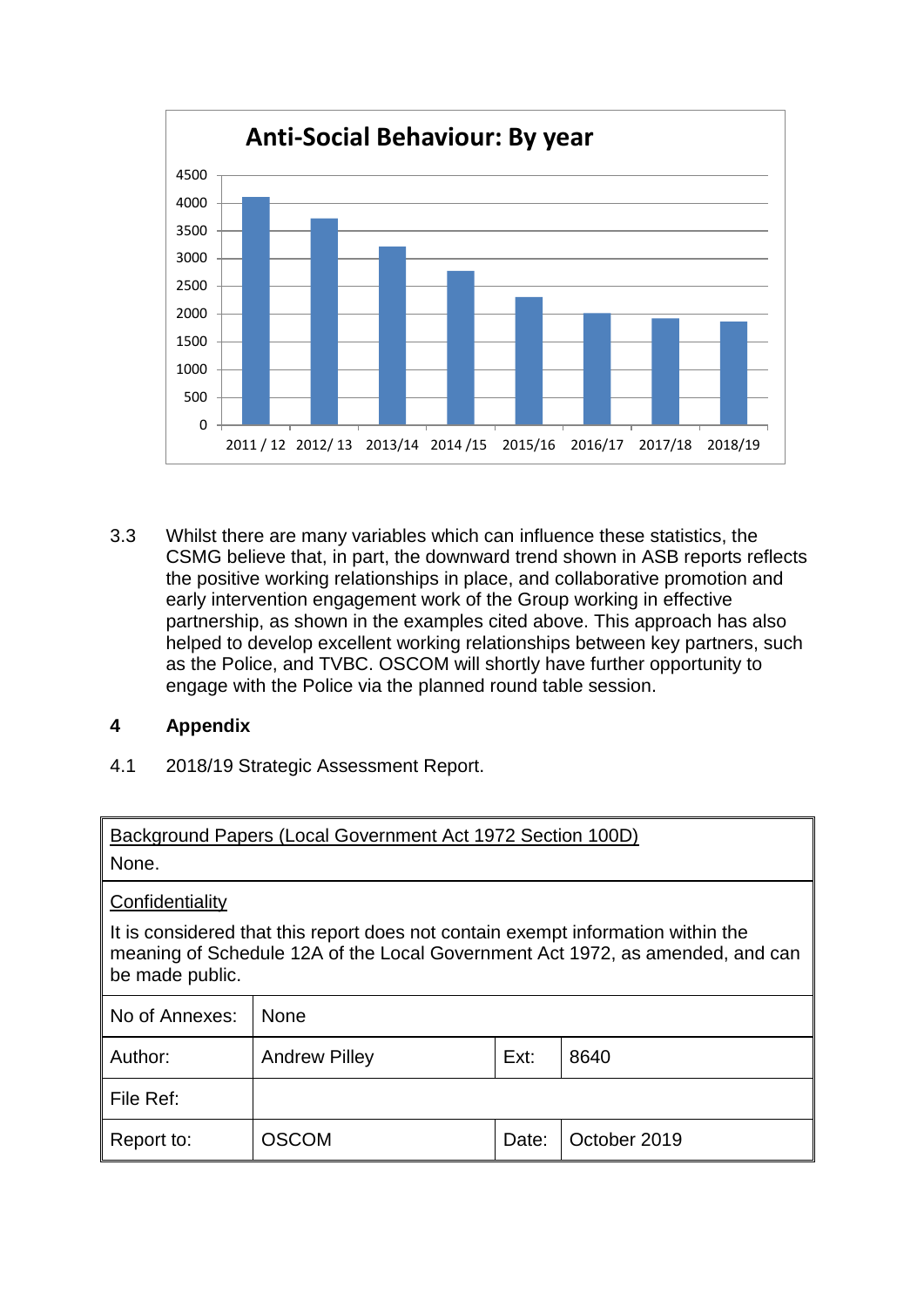Anti-Social Behaviour: By year

4500
4000
3500
3000
2500
2000
1500
1000
500
0

2011 / 12 2012/ 13 2013/14 2014 /15 2015/16 2016/17 2017/18 2018/19

3.3 Whilst there are many variables which can influence these statistics, the CSMG believe that, in part, the downward trend shown in ASB reports reflects the positive working relationships in place, and collaborative promotion and early intervention engagement work of the Group working in effective partnership, as shown in the examples cited above. This approach has also helped to develop excellent working relationships between key partners, such as the Police, and TVBC. OSCOM will shortly have further opportunity to engage with the Police via the planned round table session.

## 4 Appendix

4.1 2018/19 Strategic Assessment Report.

| | | | |
|---|---|---|---|
| Background Papers (Local Government Act 1972 Section 100D)<br>None. | | | |
| Confidentiality<br>It is considered that this report does not contain exempt information within the meaning of Schedule 12A of the Local Government Act 1972, as amended, and can be made public. | | | |
| No of Annexes: | None | | |
| Author: | Andrew Pilley | Ext: | 8640 |
| File Ref: | | | |
| Report to: | OSCOM | Date: | October 2019 |